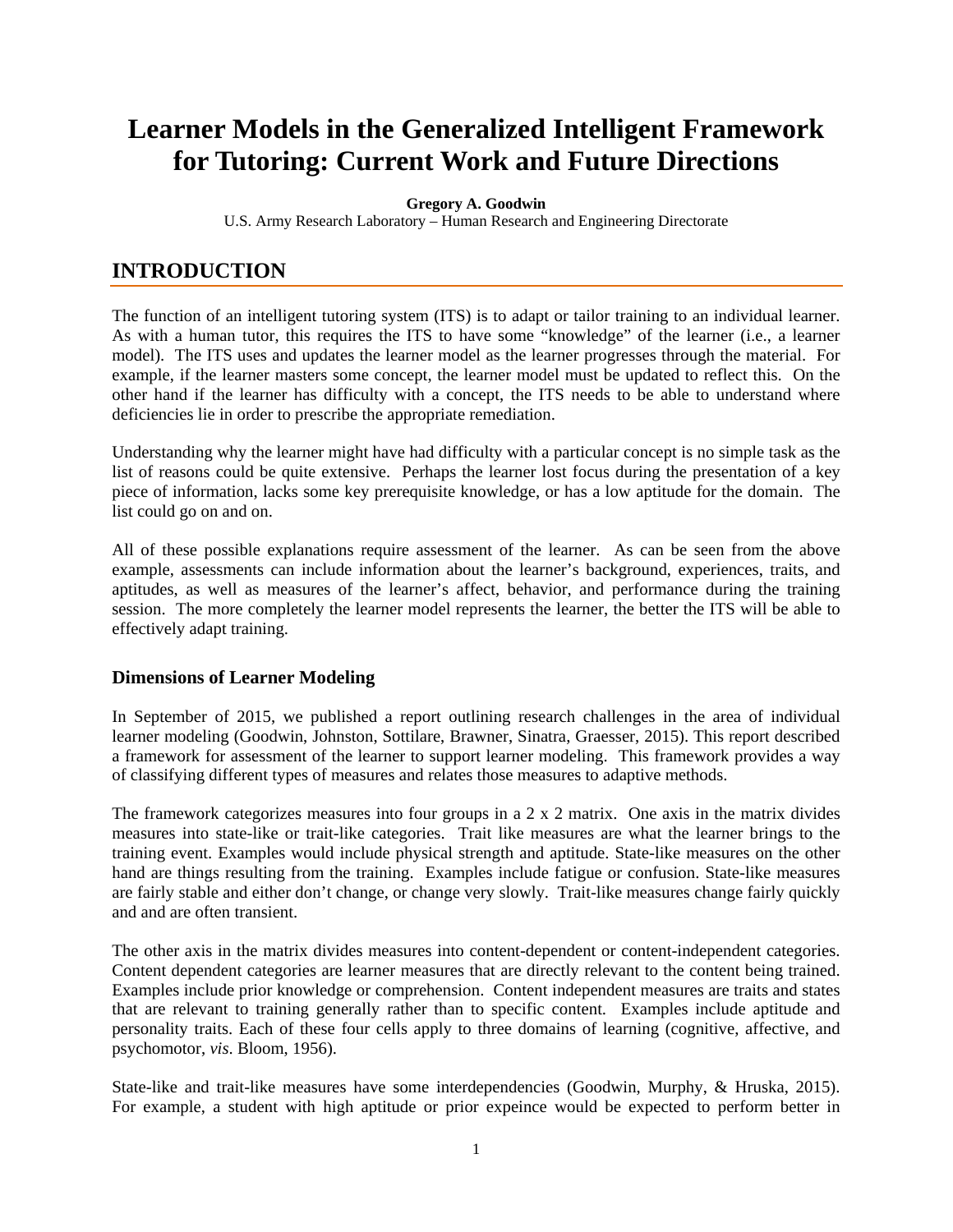# Learner Models in the Generalized Intelligent Framework for Tutoring: Current Work and Future Directions

**Gregory A. Goodwin**

U.S. Army Research Laboratory – Human Research and Engineering Directorate

## INTRODUCTION

The function of an intelligent tutoring system (ITS) is to adapt or tailor training to an individual learner. As with a human tutor, this requires the ITS to have some "knowledge" of the learner (i.e., a learner model). The ITS uses and updates the learner model as the learner progresses through the material. For example, if the learner masters some concept, the learner model must be updated to reflect this. On the other hand if the learner has difficulty with a concept, the ITS needs to be able to understand where deficiencies lie in order to prescribe the appropriate remediation.

Understanding why the learner might have had difficulty with a particular concept is no simple task as the list of reasons could be quite extensive. Perhaps the learner lost focus during the presentation of a key piece of information, lacks some key prerequisite knowledge, or has a low aptitude for the domain. The list could go on and on.

All of these possible explanations require assessment of the learner. As can be seen from the above example, assessments can include information about the learner's background, experiences, traits, and aptitudes, as well as measures of the learner's affect, behavior, and performance during the training session. The more completely the learner model represents the learner, the better the ITS will be able to effectively adapt training.

### Dimensions of Learner Modeling

In September of 2015, we published a report outlining research challenges in the area of individual learner modeling (Goodwin, Johnston, Sottilare, Brawner, Sinatra, Graesser, 2015). This report described a framework for assessment of the learner to support learner modeling. This framework provides a way of classifying different types of measures and relates those measures to adaptive methods.

The framework categorizes measures into four groups in a 2 x 2 matrix. One axis in the matrix divides measures into state-like or trait-like categories. Trait like measures are what the learner brings to the training event. Examples would include physical strength and aptitude. State-like measures on the other hand are things resulting from the training. Examples include fatigue or confusion. State-like measures are fairly stable and either don't change, or change very slowly. Trait-like measures change fairly quickly and and are often transient.

The other axis in the matrix divides measures into content-dependent or content-independent categories. Content dependent categories are learner measures that are directly relevant to the content being trained. Examples include prior knowledge or comprehension. Content independent measures are traits and states that are relevant to training generally rather than to specific content. Examples include aptitude and personality traits. Each of these four cells apply to three domains of learning (cognitive, affective, and psychomotor, *vis.* Bloom, 1956).

State-like and trait-like measures have some interdependencies (Goodwin, Murphy, & Hruska, 2015). For example, a student with high aptitude or prior expeince would be expected to perform better in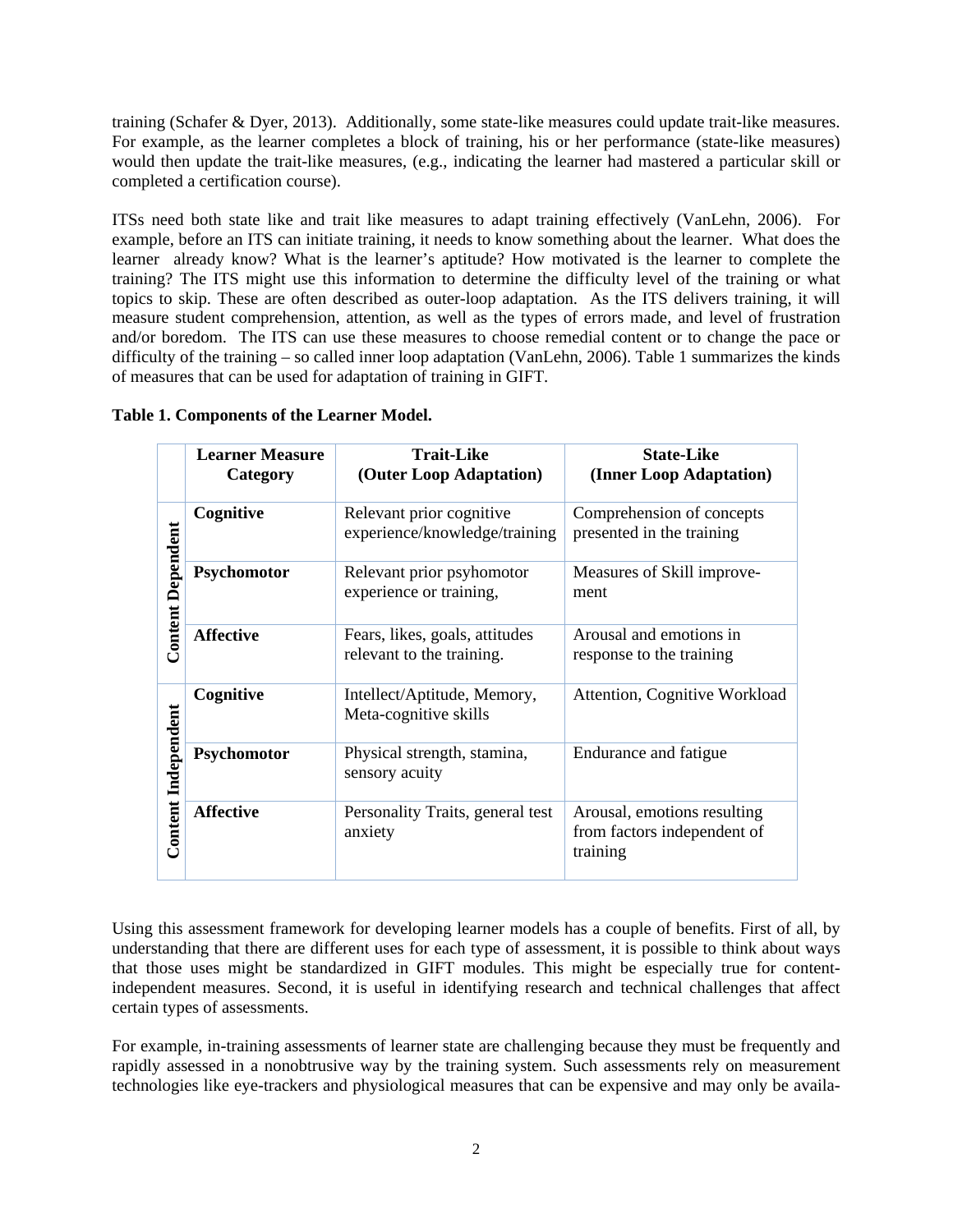training (Schafer & Dyer, 2013). Additionally, some state-like measures could update trait-like measures. For example, as the learner completes a block of training, his or her performance (state-like measures) would then update the trait-like measures, (e.g., indicating the learner had mastered a particular skill or completed a certification course).

ITSs need both state like and trait like measures to adapt training effectively (VanLehn, 2006). For example, before an ITS can initiate training, it needs to know something about the learner. What does the learner already know? What is the learner's aptitude? How motivated is the learner to complete the training? The ITS might use this information to determine the difficulty level of the training or what topics to skip. These are often described as outer-loop adaptation. As the ITS delivers training, it will measure student comprehension, attention, as well as the types of errors made, and level of frustration and/or boredom. The ITS can use these measures to choose remedial content or to change the pace or difficulty of the training – so called inner loop adaptation (VanLehn, 2006). Table 1 summarizes the kinds of measures that can be used for adaptation of training in GIFT.

**Table 1. Components of the Learner Model.**

| | Learner Measure Category | Trait-Like (Outer Loop Adaptation) | State-Like (Inner Loop Adaptation) |
|---|---|---|---|
| Content Dependent | **Cognitive** | Relevant prior cognitive experience/knowledge/training | Comprehension of concepts presented in the training |
| | **Psychomotor** | Relevant prior psyhomotor experience or training, | Measures of Skill improvement |
| | **Affective** | Fears, likes, goals, attitudes relevant to the training. | Arousal and emotions in response to the training |
| Content Independent | **Cognitive** | Intellect/Aptitude, Memory, Meta-cognitive skills | Attention, Cognitive Workload |
| | **Psychomotor** | Physical strength, stamina, sensory acuity | Endurance and fatigue |
| | **Affective** | Personality Traits, general test anxiety | Arousal, emotions resulting from factors independent of training |

Using this assessment framework for developing learner models has a couple of benefits. First of all, by understanding that there are different uses for each type of assessment, it is possible to think about ways that those uses might be standardized in GIFT modules. This might be especially true for content-independent measures. Second, it is useful in identifying research and technical challenges that affect certain types of assessments.

For example, in-training assessments of learner state are challenging because they must be frequently and rapidly assessed in a nonobtrusive way by the training system. Such assessments rely on measurement technologies like eye-trackers and physiological measures that can be expensive and may only be availa-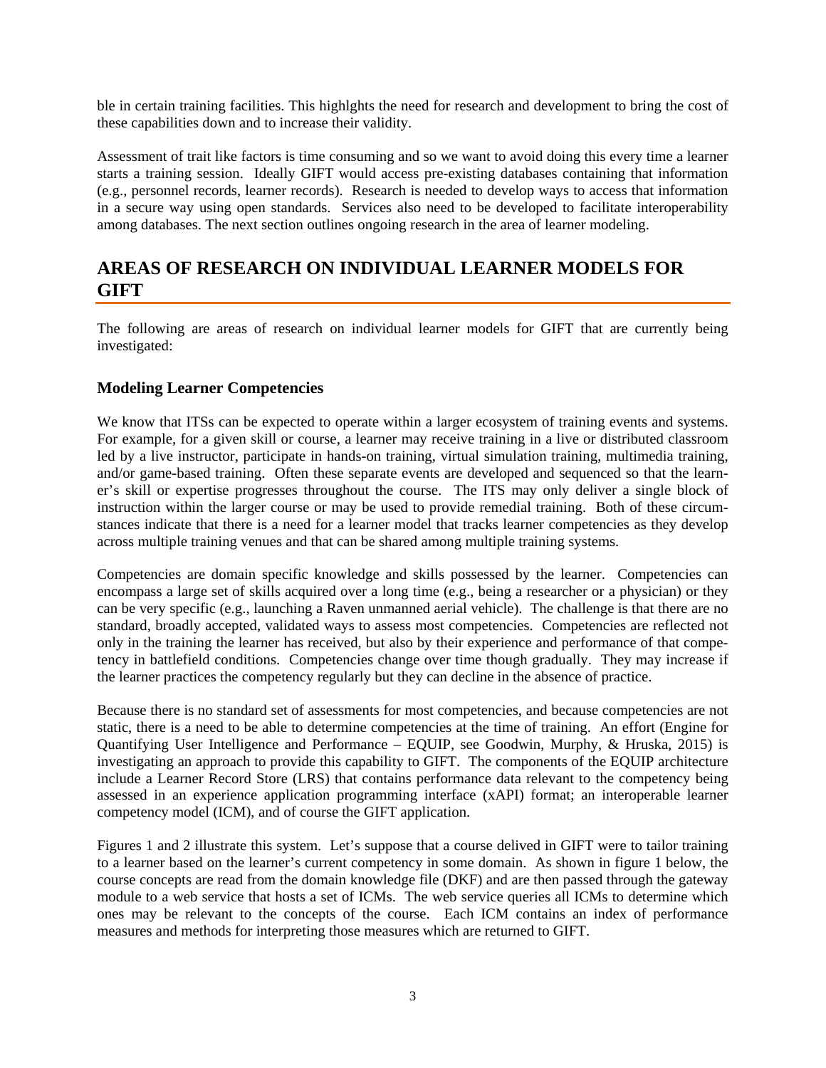ble in certain training facilities. This highlghts the need for research and development to bring the cost of these capabilities down and to increase their validity.

Assessment of trait like factors is time consuming and so we want to avoid doing this every time a learner starts a training session. Ideally GIFT would access pre-existing databases containing that information (e.g., personnel records, learner records). Research is needed to develop ways to access that information in a secure way using open standards. Services also need to be developed to facilitate interoperability among databases. The next section outlines ongoing research in the area of learner modeling.

# AREAS OF RESEARCH ON INDIVIDUAL LEARNER MODELS FOR GIFT

The following are areas of research on individual learner models for GIFT that are currently being investigated:

## Modeling Learner Competencies

We know that ITSs can be expected to operate within a larger ecosystem of training events and systems. For example, for a given skill or course, a learner may receive training in a live or distributed classroom led by a live instructor, participate in hands-on training, virtual simulation training, multimedia training, and/or game-based training. Often these separate events are developed and sequenced so that the learner's skill or expertise progresses throughout the course. The ITS may only deliver a single block of instruction within the larger course or may be used to provide remedial training. Both of these circumstances indicate that there is a need for a learner model that tracks learner competencies as they develop across multiple training venues and that can be shared among multiple training systems.

Competencies are domain specific knowledge and skills possessed by the learner. Competencies can encompass a large set of skills acquired over a long time (e.g., being a researcher or a physician) or they can be very specific (e.g., launching a Raven unmanned aerial vehicle). The challenge is that there are no standard, broadly accepted, validated ways to assess most competencies. Competencies are reflected not only in the training the learner has received, but also by their experience and performance of that competency in battlefield conditions. Competencies change over time though gradually. They may increase if the learner practices the competency regularly but they can decline in the absence of practice.

Because there is no standard set of assessments for most competencies, and because competencies are not static, there is a need to be able to determine competencies at the time of training. An effort (Engine for Quantifying User Intelligence and Performance – EQUIP, see Goodwin, Murphy, & Hruska, 2015) is investigating an approach to provide this capability to GIFT. The components of the EQUIP architecture include a Learner Record Store (LRS) that contains performance data relevant to the competency being assessed in an experience application programming interface (xAPI) format; an interoperable learner competency model (ICM), and of course the GIFT application.

Figures 1 and 2 illustrate this system. Let's suppose that a course delived in GIFT were to tailor training to a learner based on the learner's current competency in some domain. As shown in figure 1 below, the course concepts are read from the domain knowledge file (DKF) and are then passed through the gateway module to a web service that hosts a set of ICMs. The web service queries all ICMs to determine which ones may be relevant to the concepts of the course. Each ICM contains an index of performance measures and methods for interpreting those measures which are returned to GIFT.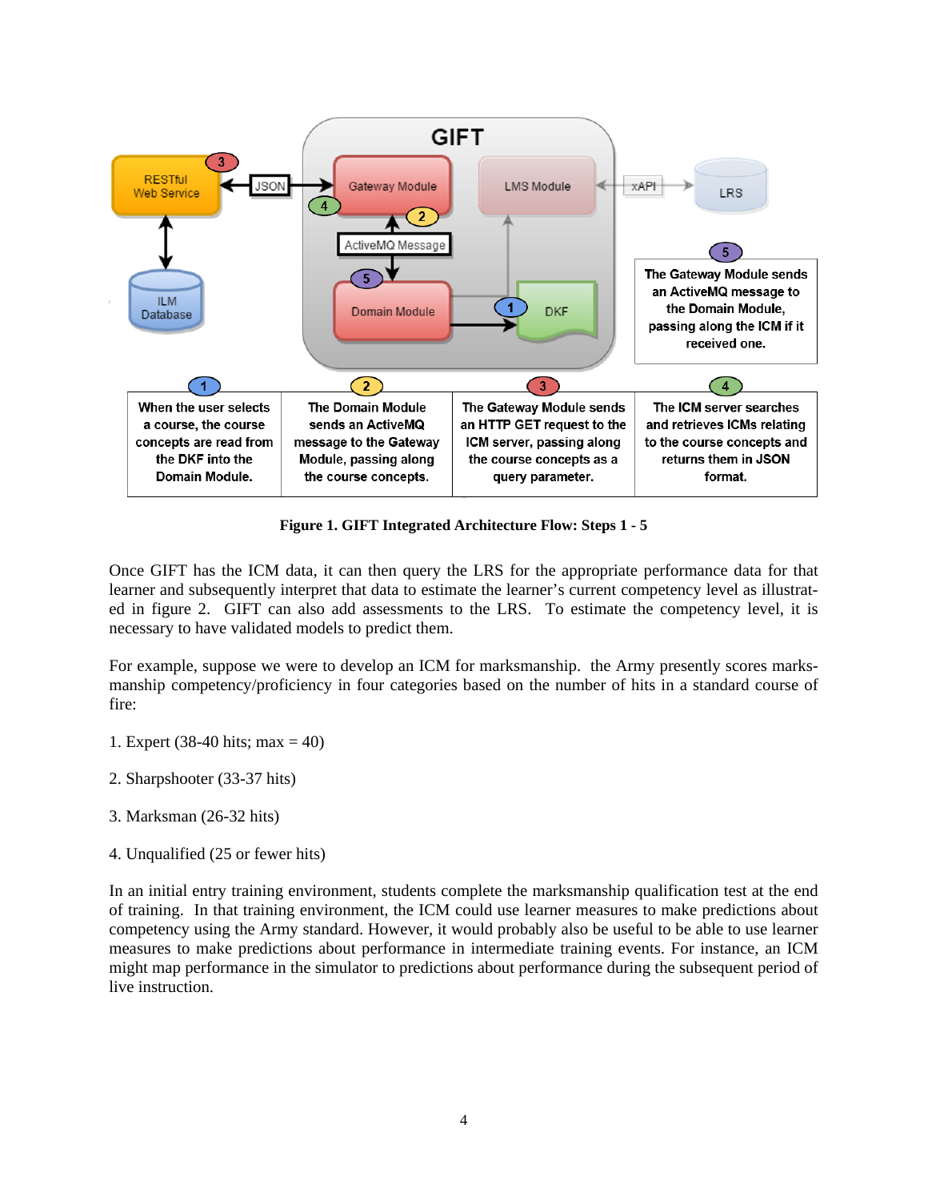GIFT

RESTful Web Service — JSON — Gateway Module — LMS Module — xAPI — LRS

ILM Database — ActiveMQ Message — Domain Module — DKF

5: The Gateway Module sends an ActiveMQ message to the Domain Module, passing along the ICM if it received one.

| 1 | 2 | 3 | 4 |
|---|---|---|---|
| When the user selects a course, the course concepts are read from the DKF into the Domain Module. | The Domain Module sends an ActiveMQ message to the Gateway Module, passing along the course concepts. | The Gateway Module sends an HTTP GET request to the ICM server, passing along the course concepts as a query parameter. | The ICM server searches and retrieves ICMs relating to the course concepts and returns them in JSON format. |

**Figure 1. GIFT Integrated Architecture Flow: Steps 1 - 5**

Once GIFT has the ICM data, it can then query the LRS for the appropriate performance data for that learner and subsequently interpret that data to estimate the learner's current competency level as illustrated in figure 2. GIFT can also add assessments to the LRS. To estimate the competency level, it is necessary to have validated models to predict them.

For example, suppose we were to develop an ICM for marksmanship. the Army presently scores marksmanship competency/proficiency in four categories based on the number of hits in a standard course of fire:

1. Expert (38-40 hits; max = 40)

2. Sharpshooter (33-37 hits)

3. Marksman (26-32 hits)

4. Unqualified (25 or fewer hits)

In an initial entry training environment, students complete the marksmanship qualification test at the end of training. In that training environment, the ICM could use learner measures to make predictions about competency using the Army standard. However, it would probably also be useful to be able to use learner measures to make predictions about performance in intermediate training events. For instance, an ICM might map performance in the simulator to predictions about performance during the subsequent period of live instruction.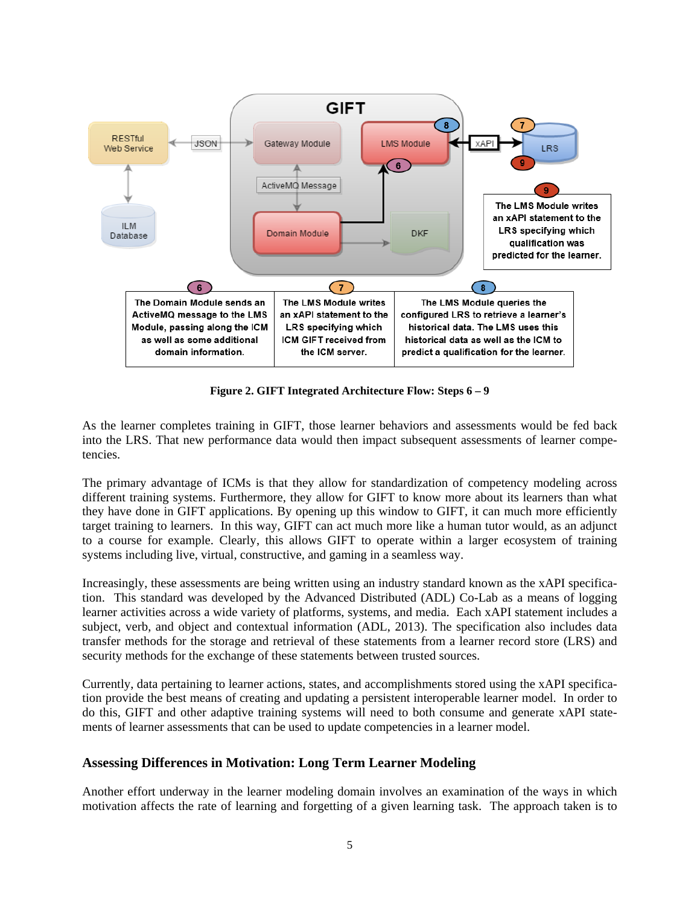**Figure 2. GIFT Integrated Architecture Flow: Steps 6 – 9**

As the learner completes training in GIFT, those learner behaviors and assessments would be fed back into the LRS. That new performance data would then impact subsequent assessments of learner competencies.

The primary advantage of ICMs is that they allow for standardization of competency modeling across different training systems. Furthermore, they allow for GIFT to know more about its learners than what they have done in GIFT applications. By opening up this window to GIFT, it can much more efficiently target training to learners. In this way, GIFT can act much more like a human tutor would, as an adjunct to a course for example. Clearly, this allows GIFT to operate within a larger ecosystem of training systems including live, virtual, constructive, and gaming in a seamless way.

Increasingly, these assessments are being written using an industry standard known as the xAPI specification. This standard was developed by the Advanced Distributed (ADL) Co-Lab as a means of logging learner activities across a wide variety of platforms, systems, and media. Each xAPI statement includes a subject, verb, and object and contextual information (ADL, 2013). The specification also includes data transfer methods for the storage and retrieval of these statements from a learner record store (LRS) and security methods for the exchange of these statements between trusted sources.

Currently, data pertaining to learner actions, states, and accomplishments stored using the xAPI specification provide the best means of creating and updating a persistent interoperable learner model. In order to do this, GIFT and other adaptive training systems will need to both consume and generate xAPI statements of learner assessments that can be used to update competencies in a learner model.

## Assessing Differences in Motivation: Long Term Learner Modeling

Another effort underway in the learner modeling domain involves an examination of the ways in which motivation affects the rate of learning and forgetting of a given learning task. The approach taken is to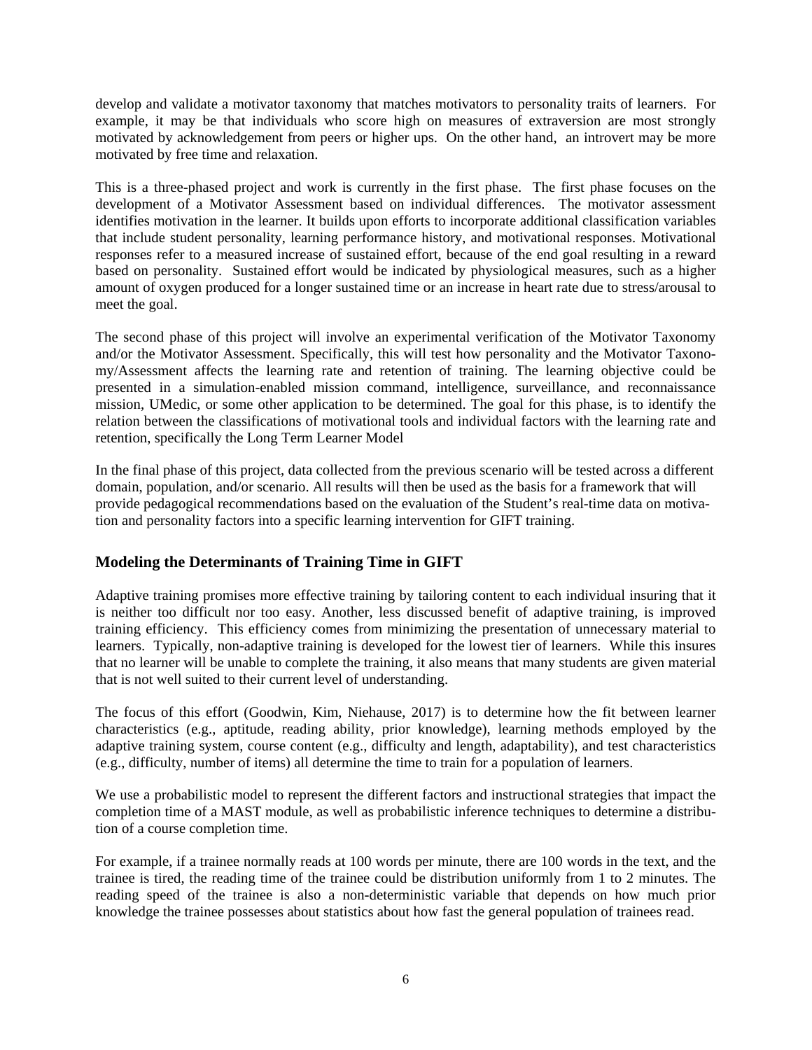develop and validate a motivator taxonomy that matches motivators to personality traits of learners. For example, it may be that individuals who score high on measures of extraversion are most strongly motivated by acknowledgement from peers or higher ups. On the other hand, an introvert may be more motivated by free time and relaxation.

This is a three-phased project and work is currently in the first phase. The first phase focuses on the development of a Motivator Assessment based on individual differences. The motivator assessment identifies motivation in the learner. It builds upon efforts to incorporate additional classification variables that include student personality, learning performance history, and motivational responses. Motivational responses refer to a measured increase of sustained effort, because of the end goal resulting in a reward based on personality. Sustained effort would be indicated by physiological measures, such as a higher amount of oxygen produced for a longer sustained time or an increase in heart rate due to stress/arousal to meet the goal.

The second phase of this project will involve an experimental verification of the Motivator Taxonomy and/or the Motivator Assessment. Specifically, this will test how personality and the Motivator Taxonomy/Assessment affects the learning rate and retention of training. The learning objective could be presented in a simulation-enabled mission command, intelligence, surveillance, and reconnaissance mission, UMedic, or some other application to be determined. The goal for this phase, is to identify the relation between the classifications of motivational tools and individual factors with the learning rate and retention, specifically the Long Term Learner Model

In the final phase of this project, data collected from the previous scenario will be tested across a different domain, population, and/or scenario. All results will then be used as the basis for a framework that will provide pedagogical recommendations based on the evaluation of the Student's real-time data on motivation and personality factors into a specific learning intervention for GIFT training.

## Modeling the Determinants of Training Time in GIFT

Adaptive training promises more effective training by tailoring content to each individual insuring that it is neither too difficult nor too easy. Another, less discussed benefit of adaptive training, is improved training efficiency. This efficiency comes from minimizing the presentation of unnecessary material to learners. Typically, non-adaptive training is developed for the lowest tier of learners. While this insures that no learner will be unable to complete the training, it also means that many students are given material that is not well suited to their current level of understanding.

The focus of this effort (Goodwin, Kim, Niehause, 2017) is to determine how the fit between learner characteristics (e.g., aptitude, reading ability, prior knowledge), learning methods employed by the adaptive training system, course content (e.g., difficulty and length, adaptability), and test characteristics (e.g., difficulty, number of items) all determine the time to train for a population of learners.

We use a probabilistic model to represent the different factors and instructional strategies that impact the completion time of a MAST module, as well as probabilistic inference techniques to determine a distribution of a course completion time.

For example, if a trainee normally reads at 100 words per minute, there are 100 words in the text, and the trainee is tired, the reading time of the trainee could be distribution uniformly from 1 to 2 minutes. The reading speed of the trainee is also a non-deterministic variable that depends on how much prior knowledge the trainee possesses about statistics about how fast the general population of trainees read.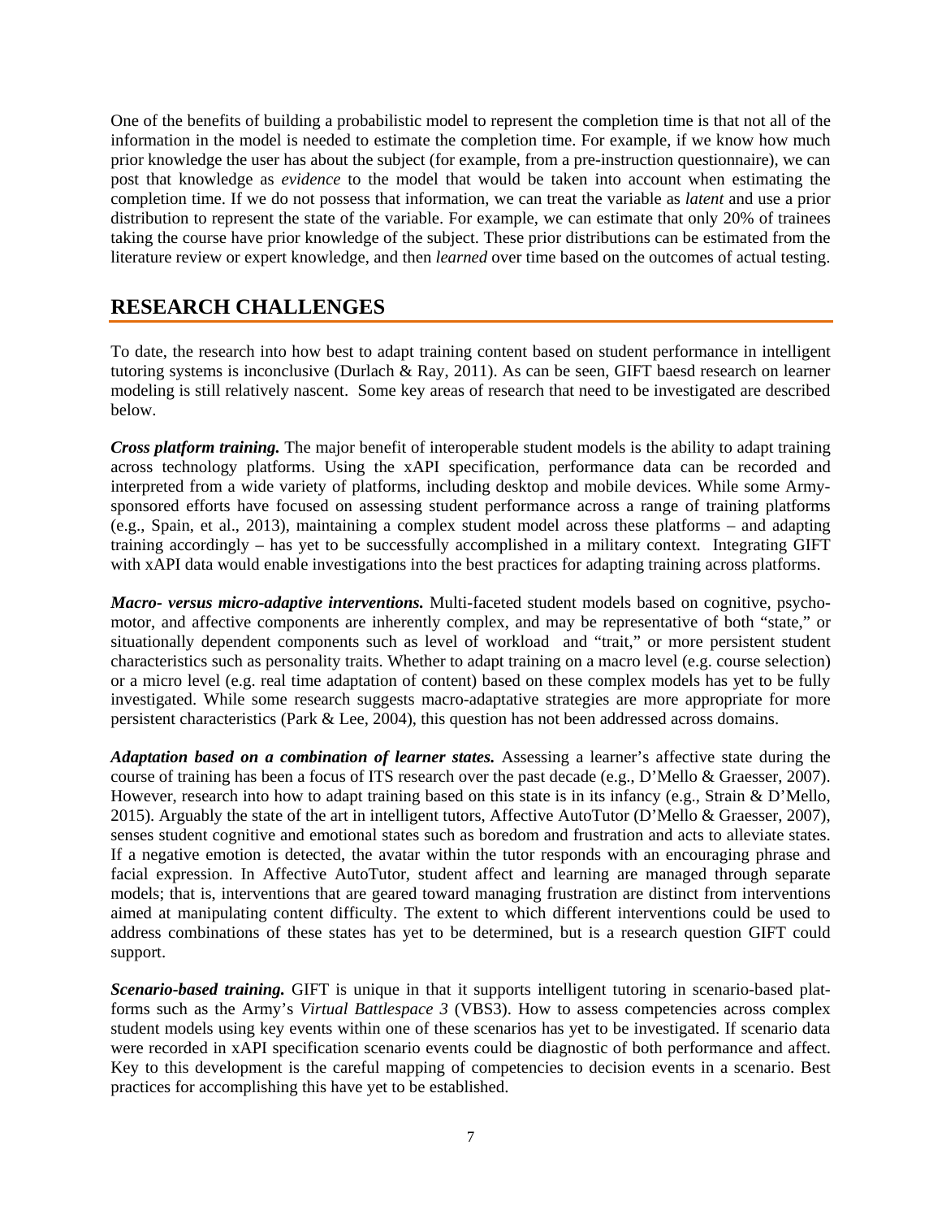One of the benefits of building a probabilistic model to represent the completion time is that not all of the information in the model is needed to estimate the completion time. For example, if we know how much prior knowledge the user has about the subject (for example, from a pre-instruction questionnaire), we can post that knowledge as *evidence* to the model that would be taken into account when estimating the completion time. If we do not possess that information, we can treat the variable as *latent* and use a prior distribution to represent the state of the variable. For example, we can estimate that only 20% of trainees taking the course have prior knowledge of the subject. These prior distributions can be estimated from the literature review or expert knowledge, and then *learned* over time based on the outcomes of actual testing.

## RESEARCH CHALLENGES

To date, the research into how best to adapt training content based on student performance in intelligent tutoring systems is inconclusive (Durlach & Ray, 2011). As can be seen, GIFT baesd research on learner modeling is still relatively nascent. Some key areas of research that need to be investigated are described below.

***Cross platform training.*** The major benefit of interoperable student models is the ability to adapt training across technology platforms. Using the xAPI specification, performance data can be recorded and interpreted from a wide variety of platforms, including desktop and mobile devices. While some Army-sponsored efforts have focused on assessing student performance across a range of training platforms (e.g., Spain, et al., 2013), maintaining a complex student model across these platforms – and adapting training accordingly – has yet to be successfully accomplished in a military context. Integrating GIFT with xAPI data would enable investigations into the best practices for adapting training across platforms.

***Macro- versus micro-adaptive interventions.*** Multi-faceted student models based on cognitive, psycho-motor, and affective components are inherently complex, and may be representative of both "state," or situationally dependent components such as level of workload and "trait," or more persistent student characteristics such as personality traits. Whether to adapt training on a macro level (e.g. course selection) or a micro level (e.g. real time adaptation of content) based on these complex models has yet to be fully investigated. While some research suggests macro-adaptative strategies are more appropriate for more persistent characteristics (Park & Lee, 2004), this question has not been addressed across domains.

***Adaptation based on a combination of learner states.*** Assessing a learner's affective state during the course of training has been a focus of ITS research over the past decade (e.g., D'Mello & Graesser, 2007). However, research into how to adapt training based on this state is in its infancy (e.g., Strain & D'Mello, 2015). Arguably the state of the art in intelligent tutors, Affective AutoTutor (D'Mello & Graesser, 2007), senses student cognitive and emotional states such as boredom and frustration and acts to alleviate states. If a negative emotion is detected, the avatar within the tutor responds with an encouraging phrase and facial expression. In Affective AutoTutor, student affect and learning are managed through separate models; that is, interventions that are geared toward managing frustration are distinct from interventions aimed at manipulating content difficulty. The extent to which different interventions could be used to address combinations of these states has yet to be determined, but is a research question GIFT could support.

***Scenario-based training.*** GIFT is unique in that it supports intelligent tutoring in scenario-based platforms such as the Army's *Virtual Battlespace 3* (VBS3). How to assess competencies across complex student models using key events within one of these scenarios has yet to be investigated. If scenario data were recorded in xAPI specification scenario events could be diagnostic of both performance and affect. Key to this development is the careful mapping of competencies to decision events in a scenario. Best practices for accomplishing this have yet to be established.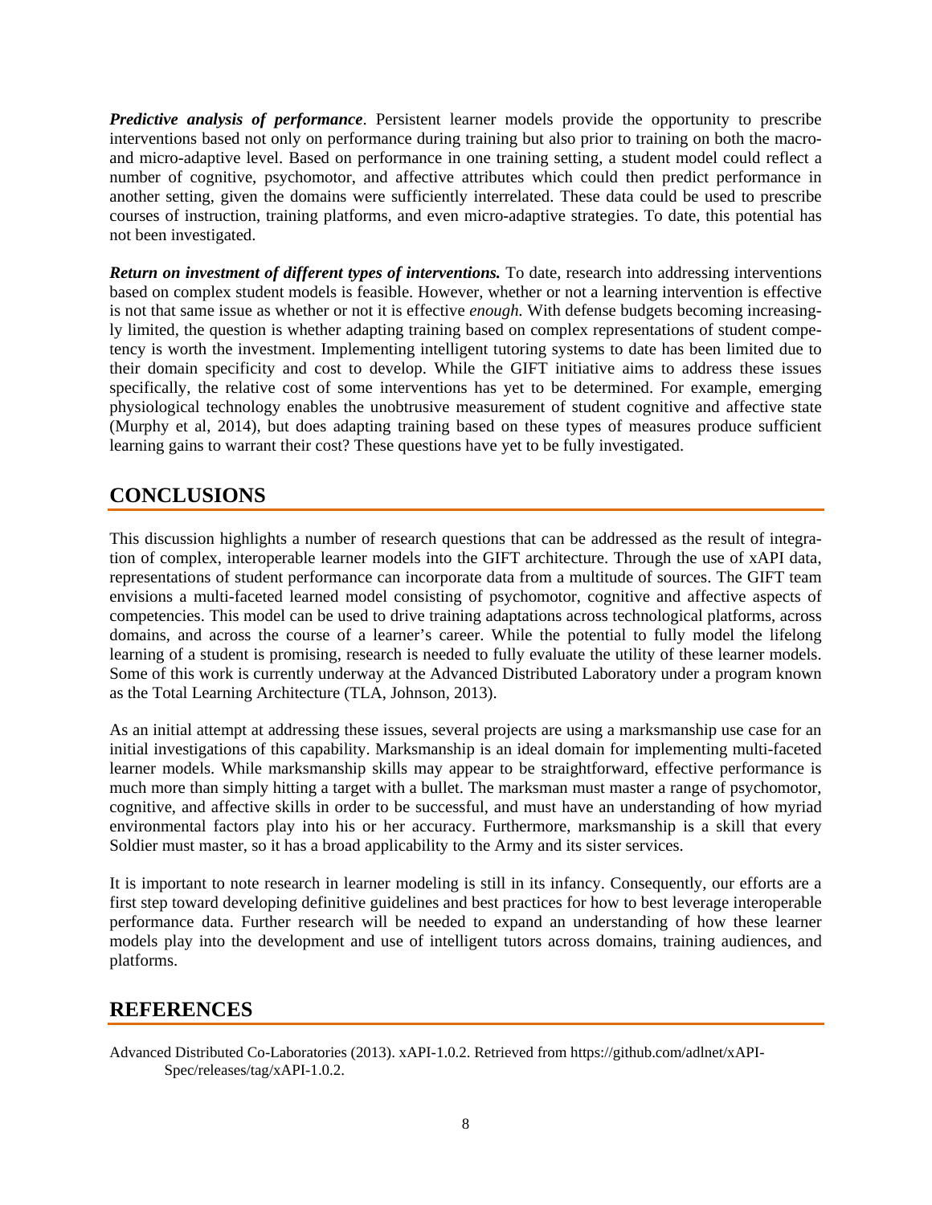***Predictive analysis of performance***. Persistent learner models provide the opportunity to prescribe interventions based not only on performance during training but also prior to training on both the macro- and micro-adaptive level. Based on performance in one training setting, a student model could reflect a number of cognitive, psychomotor, and affective attributes which could then predict performance in another setting, given the domains were sufficiently interrelated. These data could be used to prescribe courses of instruction, training platforms, and even micro-adaptive strategies. To date, this potential has not been investigated.

***Return on investment of different types of interventions.*** To date, research into addressing interventions based on complex student models is feasible. However, whether or not a learning intervention is effective is not that same issue as whether or not it is effective *enough.* With defense budgets becoming increasingly limited, the question is whether adapting training based on complex representations of student competency is worth the investment. Implementing intelligent tutoring systems to date has been limited due to their domain specificity and cost to develop. While the GIFT initiative aims to address these issues specifically, the relative cost of some interventions has yet to be determined. For example, emerging physiological technology enables the unobtrusive measurement of student cognitive and affective state (Murphy et al, 2014), but does adapting training based on these types of measures produce sufficient learning gains to warrant their cost? These questions have yet to be fully investigated.

## CONCLUSIONS

This discussion highlights a number of research questions that can be addressed as the result of integration of complex, interoperable learner models into the GIFT architecture. Through the use of xAPI data, representations of student performance can incorporate data from a multitude of sources. The GIFT team envisions a multi-faceted learned model consisting of psychomotor, cognitive and affective aspects of competencies. This model can be used to drive training adaptations across technological platforms, across domains, and across the course of a learner's career. While the potential to fully model the lifelong learning of a student is promising, research is needed to fully evaluate the utility of these learner models. Some of this work is currently underway at the Advanced Distributed Laboratory under a program known as the Total Learning Architecture (TLA, Johnson, 2013).

As an initial attempt at addressing these issues, several projects are using a marksmanship use case for an initial investigations of this capability. Marksmanship is an ideal domain for implementing multi-faceted learner models. While marksmanship skills may appear to be straightforward, effective performance is much more than simply hitting a target with a bullet. The marksman must master a range of psychomotor, cognitive, and affective skills in order to be successful, and must have an understanding of how myriad environmental factors play into his or her accuracy. Furthermore, marksmanship is a skill that every Soldier must master, so it has a broad applicability to the Army and its sister services.

It is important to note research in learner modeling is still in its infancy. Consequently, our efforts are a first step toward developing definitive guidelines and best practices for how to best leverage interoperable performance data. Further research will be needed to expand an understanding of how these learner models play into the development and use of intelligent tutors across domains, training audiences, and platforms.

## REFERENCES

Advanced Distributed Co-Laboratories (2013). xAPI-1.0.2. Retrieved from https://github.com/adlnet/xAPI-Spec/releases/tag/xAPI-1.0.2.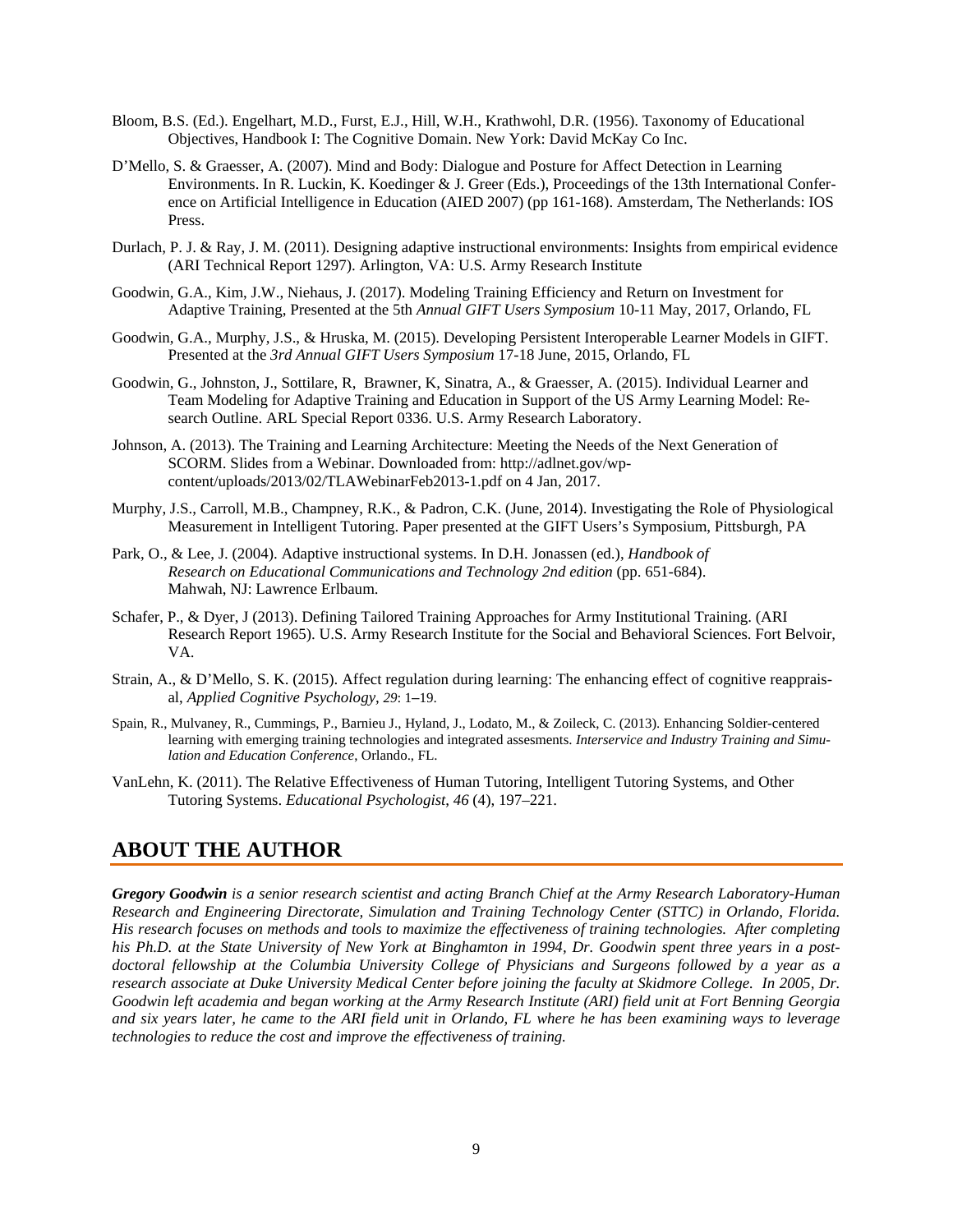Bloom, B.S. (Ed.). Engelhart, M.D., Furst, E.J., Hill, W.H., Krathwohl, D.R. (1956). Taxonomy of Educational Objectives, Handbook I: The Cognitive Domain. New York: David McKay Co Inc.

D'Mello, S. & Graesser, A. (2007). Mind and Body: Dialogue and Posture for Affect Detection in Learning Environments. In R. Luckin, K. Koedinger & J. Greer (Eds.), Proceedings of the 13th International Conference on Artificial Intelligence in Education (AIED 2007) (pp 161-168). Amsterdam, The Netherlands: IOS Press.

Durlach, P. J. & Ray, J. M. (2011). Designing adaptive instructional environments: Insights from empirical evidence (ARI Technical Report 1297). Arlington, VA: U.S. Army Research Institute

Goodwin, G.A., Kim, J.W., Niehaus, J. (2017). Modeling Training Efficiency and Return on Investment for Adaptive Training, Presented at the 5th *Annual GIFT Users Symposium* 10-11 May, 2017, Orlando, FL

Goodwin, G.A., Murphy, J.S., & Hruska, M. (2015). Developing Persistent Interoperable Learner Models in GIFT. Presented at the *3rd Annual GIFT Users Symposium* 17-18 June, 2015, Orlando, FL

Goodwin, G., Johnston, J., Sottilare, R, Brawner, K, Sinatra, A., & Graesser, A. (2015). Individual Learner and Team Modeling for Adaptive Training and Education in Support of the US Army Learning Model: Research Outline. ARL Special Report 0336. U.S. Army Research Laboratory.

Johnson, A. (2013). The Training and Learning Architecture: Meeting the Needs of the Next Generation of SCORM. Slides from a Webinar. Downloaded from: http://adlnet.gov/wp-content/uploads/2013/02/TLAWebinarFeb2013-1.pdf on 4 Jan, 2017.

Murphy, J.S., Carroll, M.B., Champney, R.K., & Padron, C.K. (June, 2014). Investigating the Role of Physiological Measurement in Intelligent Tutoring. Paper presented at the GIFT Users's Symposium, Pittsburgh, PA

Park, O., & Lee, J. (2004). Adaptive instructional systems. In D.H. Jonassen (ed.), *Handbook of Research on Educational Communications and Technology 2nd edition* (pp. 651-684). Mahwah, NJ: Lawrence Erlbaum.

Schafer, P., & Dyer, J (2013). Defining Tailored Training Approaches for Army Institutional Training. (ARI Research Report 1965). U.S. Army Research Institute for the Social and Behavioral Sciences. Fort Belvoir, VA.

Strain, A., & D'Mello, S. K. (2015). Affect regulation during learning: The enhancing effect of cognitive reappraisal, *Applied Cognitive Psychology*, *29*: 1–19.

Spain, R., Mulvaney, R., Cummings, P., Barnieu J., Hyland, J., Lodato, M., & Zoileck, C. (2013). Enhancing Soldier-centered learning with emerging training technologies and integrated assesments. *Interservice and Industry Training and Simulation and Education Conference*, Orlando., FL.

VanLehn, K. (2011). The Relative Effectiveness of Human Tutoring, Intelligent Tutoring Systems, and Other Tutoring Systems. *Educational Psychologist*, *46* (4), 197–221.

## ABOUT THE AUTHOR

***Gregory Goodwin*** *is a senior research scientist and acting Branch Chief at the Army Research Laboratory-Human Research and Engineering Directorate, Simulation and Training Technology Center (STTC) in Orlando, Florida. His research focuses on methods and tools to maximize the effectiveness of training technologies. After completing his Ph.D. at the State University of New York at Binghamton in 1994, Dr. Goodwin spent three years in a post-doctoral fellowship at the Columbia University College of Physicians and Surgeons followed by a year as a research associate at Duke University Medical Center before joining the faculty at Skidmore College. In 2005, Dr. Goodwin left academia and began working at the Army Research Institute (ARI) field unit at Fort Benning Georgia and six years later, he came to the ARI field unit in Orlando, FL where he has been examining ways to leverage technologies to reduce the cost and improve the effectiveness of training.*